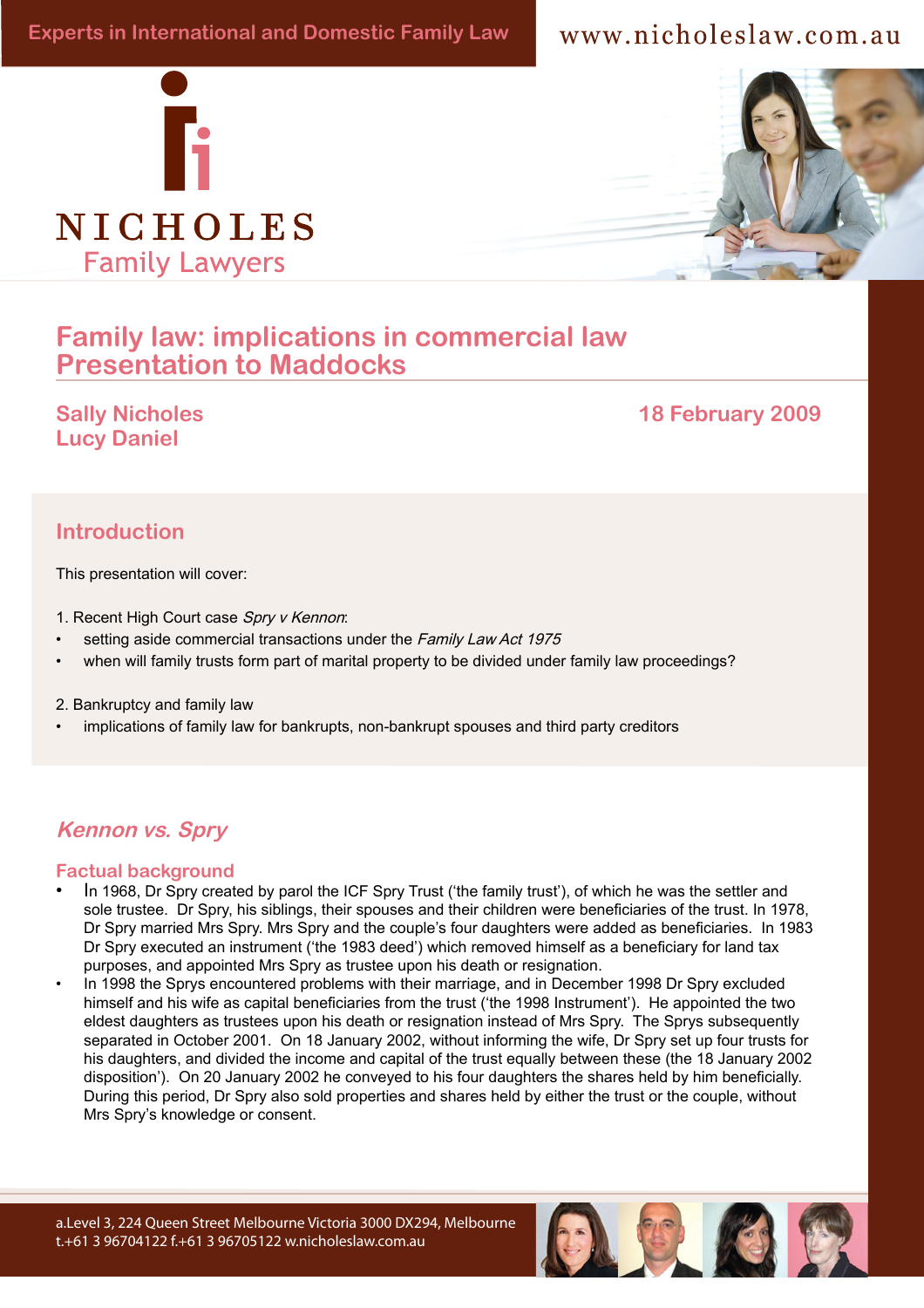Experts in International and Domestic Family Law

www.nicholeslaw.com.au

NICHOLES
Family Lawyers

# Family law: implications in commercial law
# Presentation to Maddocks

**Sally Nicholes**
**Lucy Daniel**

**18 February 2009**

## Introduction

This presentation will cover:

1. Recent High Court case *Spry v Kennon*:
- setting aside commercial transactions under the *Family Law Act 1975*
- when will family trusts form part of marital property to be divided under family law proceedings?

2. Bankruptcy and family law
- implications of family law for bankrupts, non-bankrupt spouses and third party creditors

## *Kennon vs. Spry*

### Factual background

- In 1968, Dr Spry created by parol the ICF Spry Trust ('the family trust'), of which he was the settler and sole trustee. Dr Spry, his siblings, their spouses and their children were beneficiaries of the trust. In 1978, Dr Spry married Mrs Spry. Mrs Spry and the couple's four daughters were added as beneficiaries. In 1983 Dr Spry executed an instrument ('the 1983 deed') which removed himself as a beneficiary for land tax purposes, and appointed Mrs Spry as trustee upon his death or resignation.
- In 1998 the Sprys encountered problems with their marriage, and in December 1998 Dr Spry excluded himself and his wife as capital beneficiaries from the trust ('the 1998 Instrument'). He appointed the two eldest daughters as trustees upon his death or resignation instead of Mrs Spry. The Sprys subsequently separated in October 2001. On 18 January 2002, without informing the wife, Dr Spry set up four trusts for his daughters, and divided the income and capital of the trust equally between these (the 18 January 2002 disposition'). On 20 January 2002 he conveyed to his four daughters the shares held by him beneficially. During this period, Dr Spry also sold properties and shares held by either the trust or the couple, without Mrs Spry's knowledge or consent.

a.Level 3, 224 Queen Street Melbourne Victoria 3000 DX294, Melbourne
t.+61 3 96704122 f.+61 3 96705122 w.nicholeslaw.com.au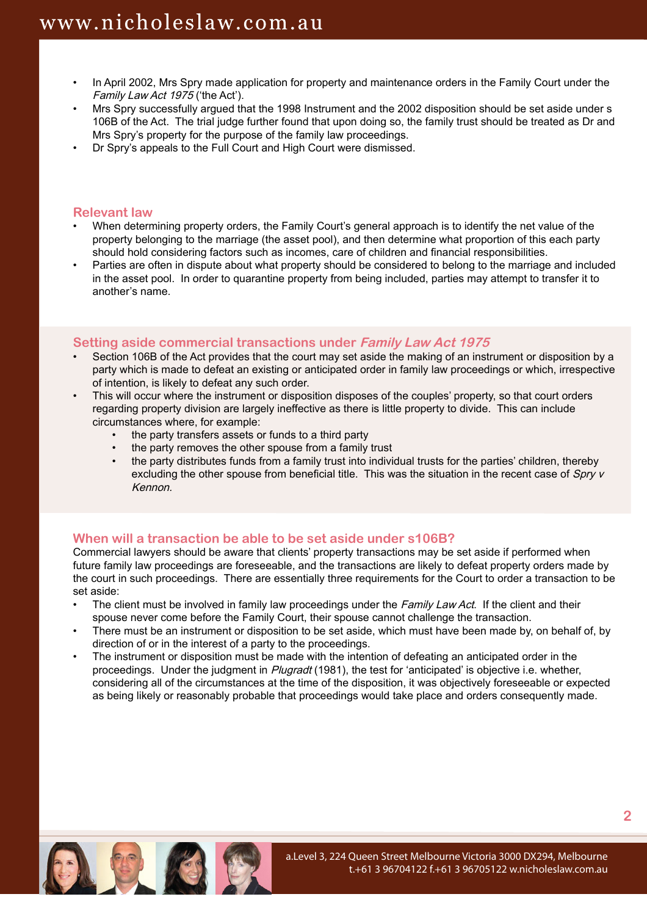- In April 2002, Mrs Spry made application for property and maintenance orders in the Family Court under the *Family Law Act 1975* ('the Act').
- Mrs Spry successfully argued that the 1998 Instrument and the 2002 disposition should be set aside under s 106B of the Act. The trial judge further found that upon doing so, the family trust should be treated as Dr and Mrs Spry's property for the purpose of the family law proceedings.
- Dr Spry's appeals to the Full Court and High Court were dismissed.

## Relevant law

- When determining property orders, the Family Court's general approach is to identify the net value of the property belonging to the marriage (the asset pool), and then determine what proportion of this each party should hold considering factors such as incomes, care of children and financial responsibilities.
- Parties are often in dispute about what property should be considered to belong to the marriage and included in the asset pool. In order to quarantine property from being included, parties may attempt to transfer it to another's name.

## Setting aside commercial transactions under *Family Law Act 1975*

- Section 106B of the Act provides that the court may set aside the making of an instrument or disposition by a party which is made to defeat an existing or anticipated order in family law proceedings or which, irrespective of intention, is likely to defeat any such order.
- This will occur where the instrument or disposition disposes of the couples' property, so that court orders regarding property division are largely ineffective as there is little property to divide. This can include circumstances where, for example:
  - the party transfers assets or funds to a third party
  - the party removes the other spouse from a family trust
  - the party distributes funds from a family trust into individual trusts for the parties' children, thereby excluding the other spouse from beneficial title. This was the situation in the recent case of *Spry v Kennon.*

## When will a transaction be able to be set aside under s106B?

Commercial lawyers should be aware that clients' property transactions may be set aside if performed when future family law proceedings are foreseeable, and the transactions are likely to defeat property orders made by the court in such proceedings. There are essentially three requirements for the Court to order a transaction to be set aside:

- The client must be involved in family law proceedings under the *Family Law Act*. If the client and their spouse never come before the Family Court, their spouse cannot challenge the transaction.
- There must be an instrument or disposition to be set aside, which must have been made by, on behalf of, by direction of or in the interest of a party to the proceedings.
- The instrument or disposition must be made with the intention of defeating an anticipated order in the proceedings. Under the judgment in *Plugradt* (1981), the test for 'anticipated' is objective i.e. whether, considering all of the circumstances at the time of the disposition, it was objectively foreseeable or expected as being likely or reasonably probable that proceedings would take place and orders consequently made.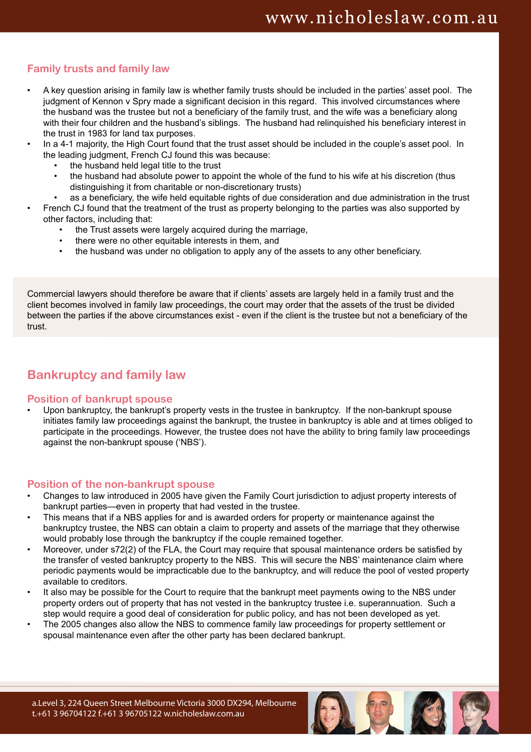## Family trusts and family law

- A key question arising in family law is whether family trusts should be included in the parties' asset pool. The judgment of Kennon v Spry made a significant decision in this regard. This involved circumstances where the husband was the trustee but not a beneficiary of the family trust, and the wife was a beneficiary along with their four children and the husband's siblings. The husband had relinquished his beneficiary interest in the trust in 1983 for land tax purposes.
- In a 4-1 majority, the High Court found that the trust asset should be included in the couple's asset pool. In the leading judgment, French CJ found this was because:
  - the husband held legal title to the trust
  - the husband had absolute power to appoint the whole of the fund to his wife at his discretion (thus distinguishing it from charitable or non-discretionary trusts)
  - as a beneficiary, the wife held equitable rights of due consideration and due administration in the trust
- French CJ found that the treatment of the trust as property belonging to the parties was also supported by other factors, including that:
  - the Trust assets were largely acquired during the marriage,
  - there were no other equitable interests in them, and
  - the husband was under no obligation to apply any of the assets to any other beneficiary.

Commercial lawyers should therefore be aware that if clients' assets are largely held in a family trust and the client becomes involved in family law proceedings, the court may order that the assets of the trust be divided between the parties if the above circumstances exist - even if the client is the trustee but not a beneficiary of the trust.

## Bankruptcy and family law

### Position of bankrupt spouse

- Upon bankruptcy, the bankrupt's property vests in the trustee in bankruptcy. If the non-bankrupt spouse initiates family law proceedings against the bankrupt, the trustee in bankruptcy is able and at times obliged to participate in the proceedings. However, the trustee does not have the ability to bring family law proceedings against the non-bankrupt spouse ('NBS').

### Position of the non-bankrupt spouse

- Changes to law introduced in 2005 have given the Family Court jurisdiction to adjust property interests of bankrupt parties—even in property that had vested in the trustee.
- This means that if a NBS applies for and is awarded orders for property or maintenance against the bankruptcy trustee, the NBS can obtain a claim to property and assets of the marriage that they otherwise would probably lose through the bankruptcy if the couple remained together.
- Moreover, under s72(2) of the FLA, the Court may require that spousal maintenance orders be satisfied by the transfer of vested bankruptcy property to the NBS. This will secure the NBS' maintenance claim where periodic payments would be impracticable due to the bankruptcy, and will reduce the pool of vested property available to creditors.
- It also may be possible for the Court to require that the bankrupt meet payments owing to the NBS under property orders out of property that has not vested in the bankruptcy trustee i.e. superannuation. Such a step would require a good deal of consideration for public policy, and has not been developed as yet.
- The 2005 changes also allow the NBS to commence family law proceedings for property settlement or spousal maintenance even after the other party has been declared bankrupt.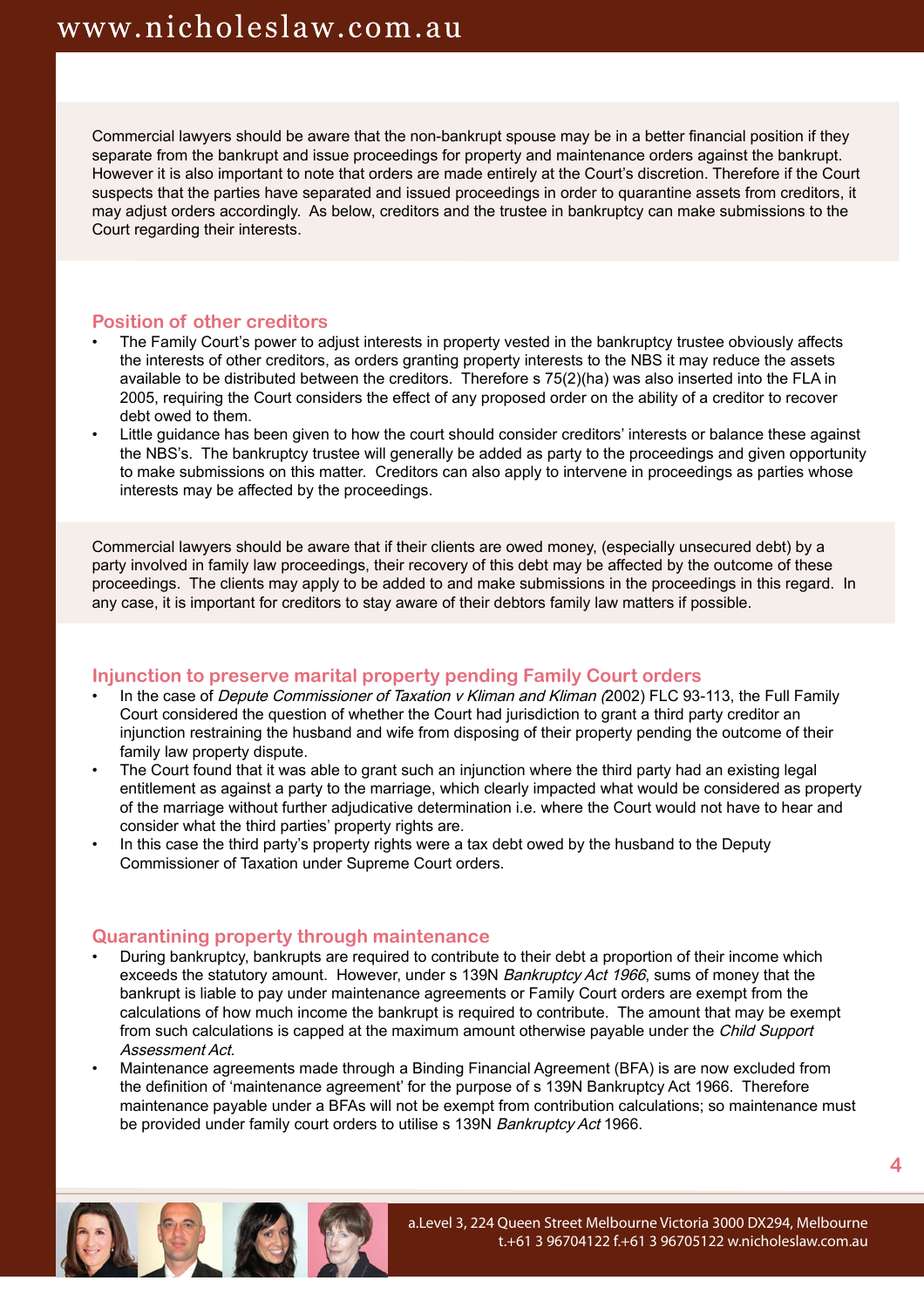Commercial lawyers should be aware that the non-bankrupt spouse may be in a better financial position if they separate from the bankrupt and issue proceedings for property and maintenance orders against the bankrupt. However it is also important to note that orders are made entirely at the Court's discretion. Therefore if the Court suspects that the parties have separated and issued proceedings in order to quarantine assets from creditors, it may adjust orders accordingly. As below, creditors and the trustee in bankruptcy can make submissions to the Court regarding their interests.

## Position of other creditors

- The Family Court's power to adjust interests in property vested in the bankruptcy trustee obviously affects the interests of other creditors, as orders granting property interests to the NBS it may reduce the assets available to be distributed between the creditors. Therefore s 75(2)(ha) was also inserted into the FLA in 2005, requiring the Court considers the effect of any proposed order on the ability of a creditor to recover debt owed to them.
- Little guidance has been given to how the court should consider creditors' interests or balance these against the NBS's. The bankruptcy trustee will generally be added as party to the proceedings and given opportunity to make submissions on this matter. Creditors can also apply to intervene in proceedings as parties whose interests may be affected by the proceedings.

Commercial lawyers should be aware that if their clients are owed money, (especially unsecured debt) by a party involved in family law proceedings, their recovery of this debt may be affected by the outcome of these proceedings. The clients may apply to be added to and make submissions in the proceedings in this regard. In any case, it is important for creditors to stay aware of their debtors family law matters if possible.

## Injunction to preserve marital property pending Family Court orders

- In the case of *Depute Commissioner of Taxation v Kliman and Kliman (*2002) FLC 93-113, the Full Family Court considered the question of whether the Court had jurisdiction to grant a third party creditor an injunction restraining the husband and wife from disposing of their property pending the outcome of their family law property dispute.
- The Court found that it was able to grant such an injunction where the third party had an existing legal entitlement as against a party to the marriage, which clearly impacted what would be considered as property of the marriage without further adjudicative determination i.e. where the Court would not have to hear and consider what the third parties' property rights are.
- In this case the third party's property rights were a tax debt owed by the husband to the Deputy Commissioner of Taxation under Supreme Court orders.

## Quarantining property through maintenance

- During bankruptcy, bankrupts are required to contribute to their debt a proportion of their income which exceeds the statutory amount. However, under s 139N *Bankruptcy Act 1966*, sums of money that the bankrupt is liable to pay under maintenance agreements or Family Court orders are exempt from the calculations of how much income the bankrupt is required to contribute. The amount that may be exempt from such calculations is capped at the maximum amount otherwise payable under the *Child Support Assessment Act.*
- Maintenance agreements made through a Binding Financial Agreement (BFA) is are now excluded from the definition of 'maintenance agreement' for the purpose of s 139N Bankruptcy Act 1966. Therefore maintenance payable under a BFAs will not be exempt from contribution calculations; so maintenance must be provided under family court orders to utilise s 139N *Bankruptcy Act* 1966.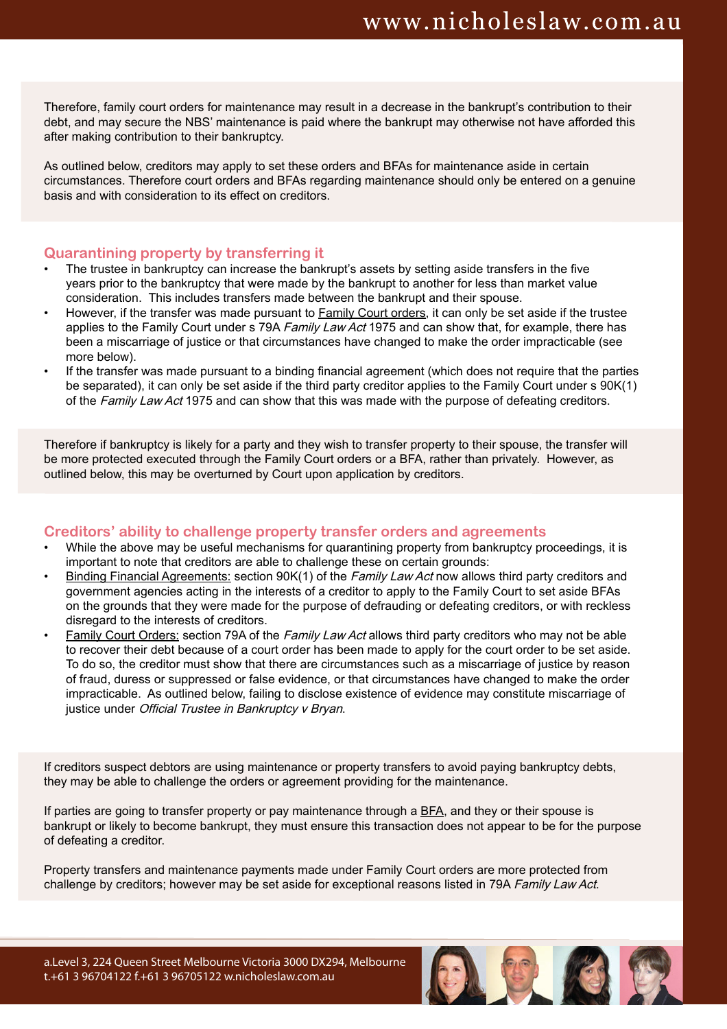Therefore, family court orders for maintenance may result in a decrease in the bankrupt's contribution to their debt, and may secure the NBS' maintenance is paid where the bankrupt may otherwise not have afforded this after making contribution to their bankruptcy.

As outlined below, creditors may apply to set these orders and BFAs for maintenance aside in certain circumstances. Therefore court orders and BFAs regarding maintenance should only be entered on a genuine basis and with consideration to its effect on creditors.

## Quarantining property by transferring it

- The trustee in bankruptcy can increase the bankrupt's assets by setting aside transfers in the five years prior to the bankruptcy that were made by the bankrupt to another for less than market value consideration. This includes transfers made between the bankrupt and their spouse.
- However, if the transfer was made pursuant to Family Court orders, it can only be set aside if the trustee applies to the Family Court under s 79A *Family Law Act* 1975 and can show that, for example, there has been a miscarriage of justice or that circumstances have changed to make the order impracticable (see more below).
- If the transfer was made pursuant to a binding financial agreement (which does not require that the parties be separated), it can only be set aside if the third party creditor applies to the Family Court under s 90K(1) of the *Family Law Act* 1975 and can show that this was made with the purpose of defeating creditors.

Therefore if bankruptcy is likely for a party and they wish to transfer property to their spouse, the transfer will be more protected executed through the Family Court orders or a BFA, rather than privately. However, as outlined below, this may be overturned by Court upon application by creditors.

## Creditors' ability to challenge property transfer orders and agreements

- While the above may be useful mechanisms for quarantining property from bankruptcy proceedings, it is important to note that creditors are able to challenge these on certain grounds:
- Binding Financial Agreements: section 90K(1) of the *Family Law Act* now allows third party creditors and government agencies acting in the interests of a creditor to apply to the Family Court to set aside BFAs on the grounds that they were made for the purpose of defrauding or defeating creditors, or with reckless disregard to the interests of creditors.
- Family Court Orders: section 79A of the *Family Law Act* allows third party creditors who may not be able to recover their debt because of a court order has been made to apply for the court order to be set aside. To do so, the creditor must show that there are circumstances such as a miscarriage of justice by reason of fraud, duress or suppressed or false evidence, or that circumstances have changed to make the order impracticable. As outlined below, failing to disclose existence of evidence may constitute miscarriage of justice under *Official Trustee in Bankruptcy v Bryan*.

If creditors suspect debtors are using maintenance or property transfers to avoid paying bankruptcy debts, they may be able to challenge the orders or agreement providing for the maintenance.

If parties are going to transfer property or pay maintenance through a BFA, and they or their spouse is bankrupt or likely to become bankrupt, they must ensure this transaction does not appear to be for the purpose of defeating a creditor.

Property transfers and maintenance payments made under Family Court orders are more protected from challenge by creditors; however may be set aside for exceptional reasons listed in 79A *Family Law Act*.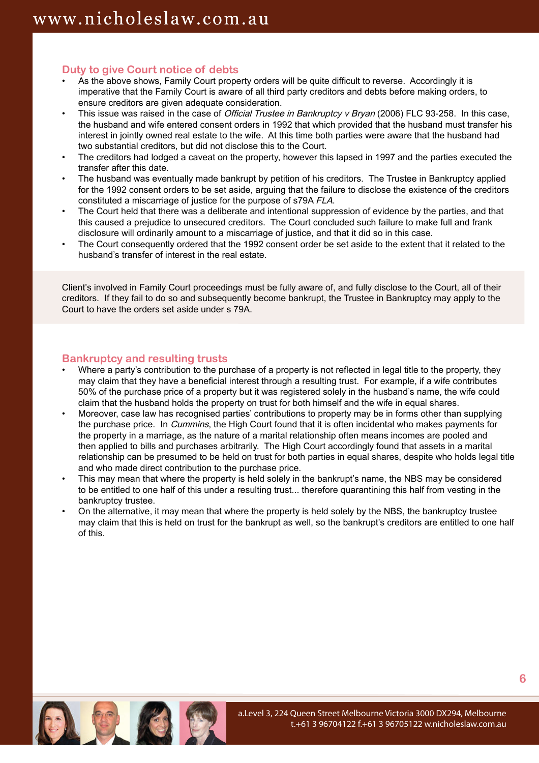## Duty to give Court notice of debts

- As the above shows, Family Court property orders will be quite difficult to reverse. Accordingly it is imperative that the Family Court is aware of all third party creditors and debts before making orders, to ensure creditors are given adequate consideration.
- This issue was raised in the case of *Official Trustee in Bankruptcy v Bryan* (2006) FLC 93-258. In this case, the husband and wife entered consent orders in 1992 that which provided that the husband must transfer his interest in jointly owned real estate to the wife. At this time both parties were aware that the husband had two substantial creditors, but did not disclose this to the Court.
- The creditors had lodged a caveat on the property, however this lapsed in 1997 and the parties executed the transfer after this date.
- The husband was eventually made bankrupt by petition of his creditors. The Trustee in Bankruptcy applied for the 1992 consent orders to be set aside, arguing that the failure to disclose the existence of the creditors constituted a miscarriage of justice for the purpose of s79A *FLA*.
- The Court held that there was a deliberate and intentional suppression of evidence by the parties, and that this caused a prejudice to unsecured creditors. The Court concluded such failure to make full and frank disclosure will ordinarily amount to a miscarriage of justice, and that it did so in this case.
- The Court consequently ordered that the 1992 consent order be set aside to the extent that it related to the husband's transfer of interest in the real estate.

Client's involved in Family Court proceedings must be fully aware of, and fully disclose to the Court, all of their creditors. If they fail to do so and subsequently become bankrupt, the Trustee in Bankruptcy may apply to the Court to have the orders set aside under s 79A.

## Bankruptcy and resulting trusts

- Where a party's contribution to the purchase of a property is not reflected in legal title to the property, they may claim that they have a beneficial interest through a resulting trust. For example, if a wife contributes 50% of the purchase price of a property but it was registered solely in the husband's name, the wife could claim that the husband holds the property on trust for both himself and the wife in equal shares.
- Moreover, case law has recognised parties' contributions to property may be in forms other than supplying the purchase price. In *Cummins*, the High Court found that it is often incidental who makes payments for the property in a marriage, as the nature of a marital relationship often means incomes are pooled and then applied to bills and purchases arbitrarily. The High Court accordingly found that assets in a marital relationship can be presumed to be held on trust for both parties in equal shares, despite who holds legal title and who made direct contribution to the purchase price.
- This may mean that where the property is held solely in the bankrupt's name, the NBS may be considered to be entitled to one half of this under a resulting trust... therefore quarantining this half from vesting in the bankruptcy trustee.
- On the alternative, it may mean that where the property is held solely by the NBS, the bankruptcy trustee may claim that this is held on trust for the bankrupt as well, so the bankrupt's creditors are entitled to one half of this.